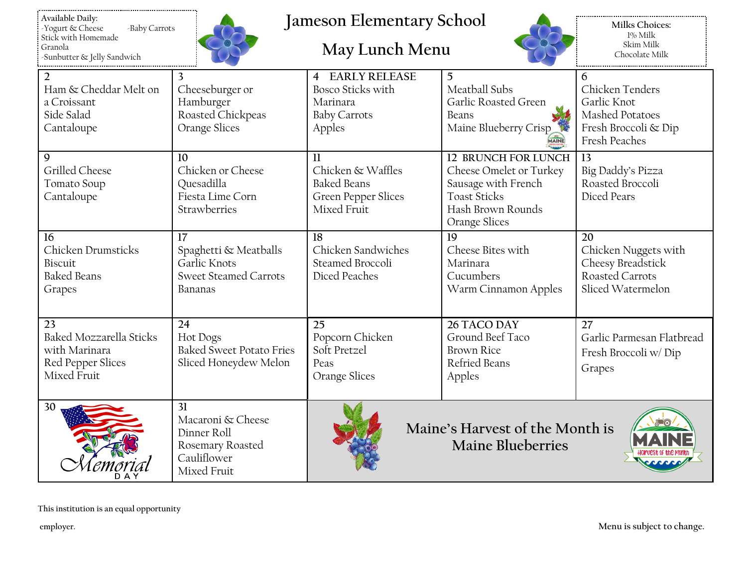# Jameson Elementary School

## May Lunch Menu

**Available Daily:**
- Yogurt & Cheese Stick with Homemade Granola
- Baby Carrots
- Sunbutter & Jelly Sandwich

**Milks Choices:**
- 1% Milk
- Skim Milk
- Chocolate Milk

| | | | | |
|---|---|---|---|---|
| 2<br>Ham & Cheddar Melt on a Croissant<br>Side Salad<br>Cantaloupe | 3<br>Cheeseburger or Hamburger<br>Roasted Chickpeas<br>Orange Slices | 4 EARLY RELEASE<br>Bosco Sticks with Marinara<br>Baby Carrots<br>Apples | 5<br>Meatball Subs<br>Garlic Roasted Green Beans<br>Maine Blueberry Crisp | 6<br>Chicken Tenders<br>Garlic Knot<br>Mashed Potatoes<br>Fresh Broccoli & Dip<br>Fresh Peaches |
| 9<br>Grilled Cheese<br>Tomato Soup<br>Cantaloupe | 10<br>Chicken or Cheese Quesadilla<br>Fiesta Lime Corn<br>Strawberries | 11<br>Chicken & Waffles<br>Baked Beans<br>Green Pepper Slices<br>Mixed Fruit | 12 BRUNCH FOR LUNCH<br>Cheese Omelet or Turkey Sausage with French Toast Sticks<br>Hash Brown Rounds<br>Orange Slices | 13<br>Big Daddy's Pizza<br>Roasted Broccoli<br>Diced Pears |
| 16<br>Chicken Drumsticks<br>Biscuit<br>Baked Beans<br>Grapes | 17<br>Spaghetti & Meatballs<br>Garlic Knots<br>Sweet Steamed Carrots<br>Bananas | 18<br>Chicken Sandwiches<br>Steamed Broccoli<br>Diced Peaches | 19<br>Cheese Bites with Marinara<br>Cucumbers<br>Warm Cinnamon Apples | 20<br>Chicken Nuggets with Cheesy Breadstick<br>Roasted Carrots<br>Sliced Watermelon |
| 23<br>Baked Mozzarella Sticks with Marinara<br>Red Pepper Slices<br>Mixed Fruit | 24<br>Hot Dogs<br>Baked Sweet Potato Fries<br>Sliced Honeydew Melon | 25<br>Popcorn Chicken<br>Soft Pretzel<br>Peas<br>Orange Slices | 26 TACO DAY<br>Ground Beef Taco<br>Brown Rice<br>Refried Beans<br>Apples | 27<br>Garlic Parmesan Flatbread<br>Fresh Broccoli w/ Dip<br>Grapes |
| 30<br>Memorial Day | 31<br>Macaroni & Cheese<br>Dinner Roll<br>Rosemary Roasted Cauliflower<br>Mixed Fruit | Maine's Harvest of the Month is Maine Blueberries | | |

This institution is an equal opportunity employer.

Menu is subject to change.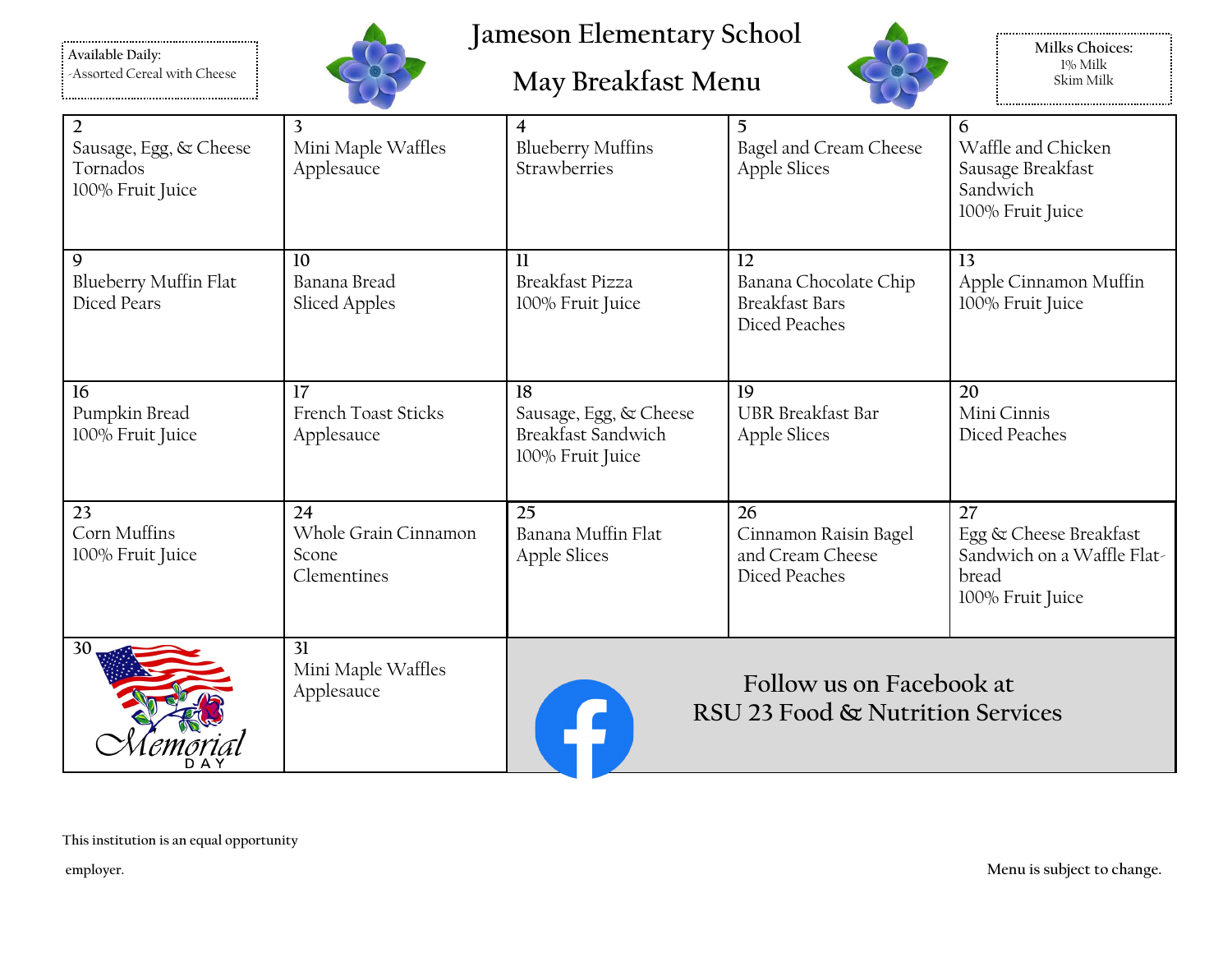**Available Daily:**
-Assorted Cereal with Cheese

# Jameson Elementary School

## May Breakfast Menu

**Milks Choices:**
1% Milk
Skim Milk

| | | | | |
|---|---|---|---|---|
| 2<br>Sausage, Egg, & Cheese Tornados<br>100% Fruit Juice | 3<br>Mini Maple Waffles<br>Applesauce | 4<br>Blueberry Muffins<br>Strawberries | 5<br>Bagel and Cream Cheese<br>Apple Slices | 6<br>Waffle and Chicken Sausage Breakfast Sandwich<br>100% Fruit Juice |
| 9<br>Blueberry Muffin Flat<br>Diced Pears | 10<br>Banana Bread<br>Sliced Apples | 11<br>Breakfast Pizza<br>100% Fruit Juice | 12<br>Banana Chocolate Chip Breakfast Bars<br>Diced Peaches | 13<br>Apple Cinnamon Muffin<br>100% Fruit Juice |
| 16<br>Pumpkin Bread<br>100% Fruit Juice | 17<br>French Toast Sticks<br>Applesauce | 18<br>Sausage, Egg, & Cheese Breakfast Sandwich<br>100% Fruit Juice | 19<br>UBR Breakfast Bar<br>Apple Slices | 20<br>Mini Cinnis<br>Diced Peaches |
| 23<br>Corn Muffins<br>100% Fruit Juice | 24<br>Whole Grain Cinnamon Scone<br>Clementines | 25<br>Banana Muffin Flat<br>Apple Slices | 26<br>Cinnamon Raisin Bagel and Cream Cheese<br>Diced Peaches | 27<br>Egg & Cheese Breakfast Sandwich on a Waffle Flatbread<br>100% Fruit Juice |
| 30<br>Memorial Day | 31<br>Mini Maple Waffles<br>Applesauce | Follow us on Facebook at RSU 23 Food & Nutrition Services | | |

This institution is an equal opportunity employer.

Menu is subject to change.